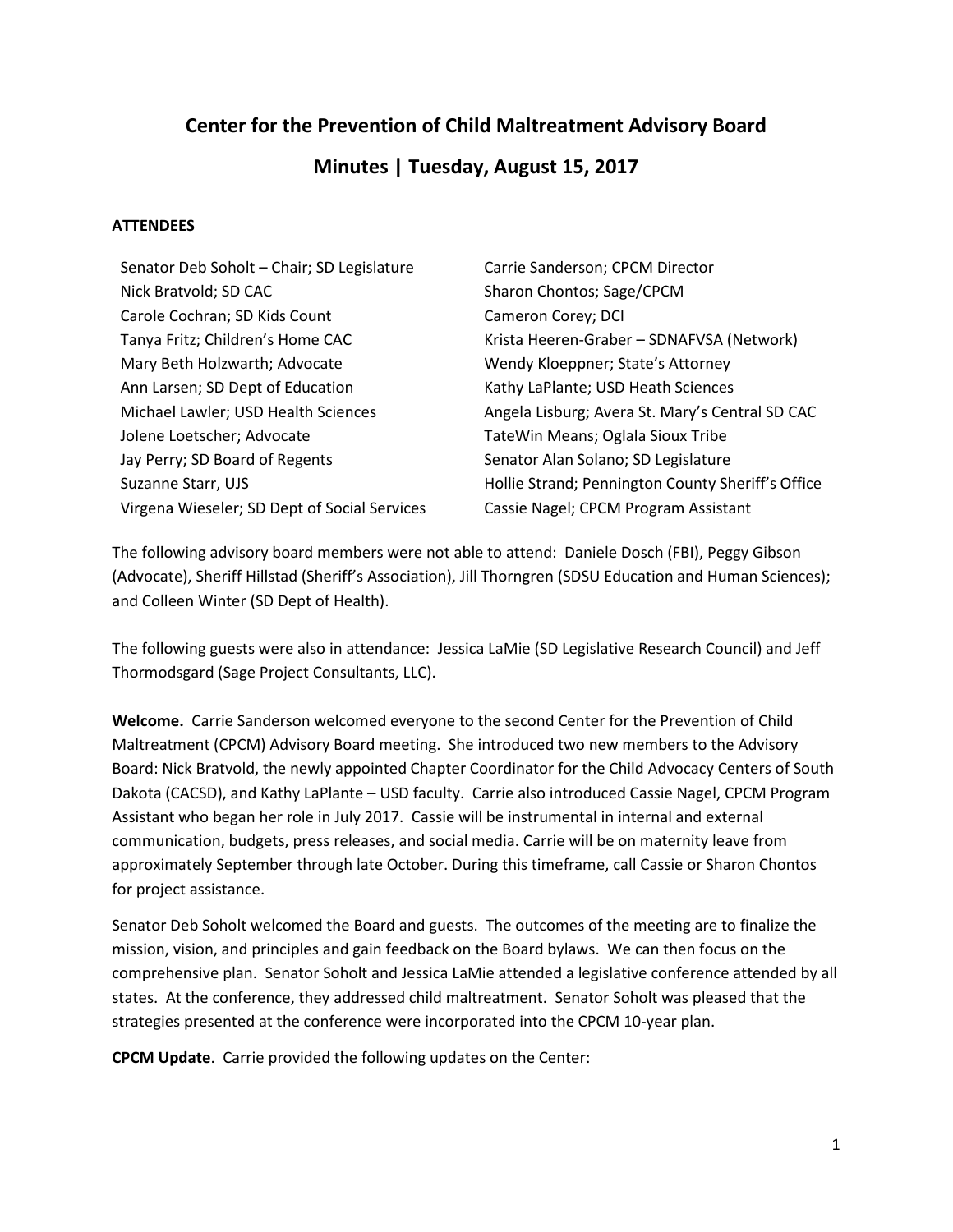# Center for the Prevention of Child Maltreatment Advisory Board

## Minutes | Tuesday, August 15, 2017

**ATTENDEES**

| | |
|---|---|
| Senator Deb Soholt – Chair; SD Legislature | Carrie Sanderson; CPCM Director |
| Nick Bratvold; SD CAC | Sharon Chontos; Sage/CPCM |
| Carole Cochran; SD Kids Count | Cameron Corey; DCI |
| Tanya Fritz; Children's Home CAC | Krista Heeren-Graber – SDNAFVSA (Network) |
| Mary Beth Holzwarth; Advocate | Wendy Kloeppner; State's Attorney |
| Ann Larsen; SD Dept of Education | Kathy LaPlante; USD Heath Sciences |
| Michael Lawler; USD Health Sciences | Angela Lisburg; Avera St. Mary's Central SD CAC |
| Jolene Loetscher; Advocate | TateWin Means; Oglala Sioux Tribe |
| Jay Perry; SD Board of Regents | Senator Alan Solano; SD Legislature |
| Suzanne Starr, UJS | Hollie Strand; Pennington County Sheriff's Office |
| Virgena Wieseler; SD Dept of Social Services | Cassie Nagel; CPCM Program Assistant |

The following advisory board members were not able to attend: Daniele Dosch (FBI), Peggy Gibson (Advocate), Sheriff Hillstad (Sheriff's Association), Jill Thorngren (SDSU Education and Human Sciences); and Colleen Winter (SD Dept of Health).

The following guests were also in attendance: Jessica LaMie (SD Legislative Research Council) and Jeff Thormodsgard (Sage Project Consultants, LLC).

**Welcome.** Carrie Sanderson welcomed everyone to the second Center for the Prevention of Child Maltreatment (CPCM) Advisory Board meeting. She introduced two new members to the Advisory Board: Nick Bratvold, the newly appointed Chapter Coordinator for the Child Advocacy Centers of South Dakota (CACSD), and Kathy LaPlante – USD faculty. Carrie also introduced Cassie Nagel, CPCM Program Assistant who began her role in July 2017. Cassie will be instrumental in internal and external communication, budgets, press releases, and social media. Carrie will be on maternity leave from approximately September through late October. During this timeframe, call Cassie or Sharon Chontos for project assistance.

Senator Deb Soholt welcomed the Board and guests. The outcomes of the meeting are to finalize the mission, vision, and principles and gain feedback on the Board bylaws. We can then focus on the comprehensive plan. Senator Soholt and Jessica LaMie attended a legislative conference attended by all states. At the conference, they addressed child maltreatment. Senator Soholt was pleased that the strategies presented at the conference were incorporated into the CPCM 10-year plan.

**CPCM Update**. Carrie provided the following updates on the Center: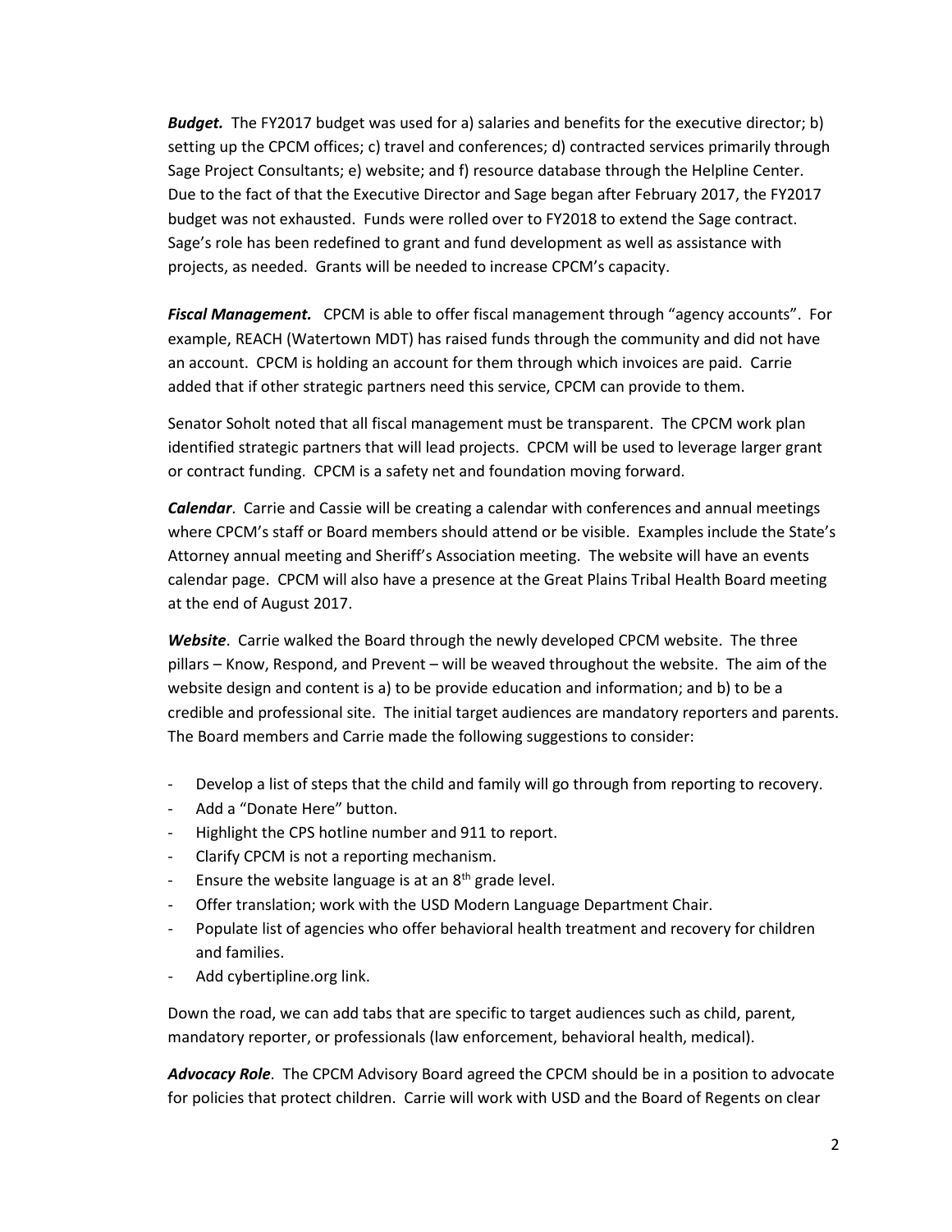***Budget.*** The FY2017 budget was used for a) salaries and benefits for the executive director; b) setting up the CPCM offices; c) travel and conferences; d) contracted services primarily through Sage Project Consultants; e) website; and f) resource database through the Helpline Center. Due to the fact of that the Executive Director and Sage began after February 2017, the FY2017 budget was not exhausted. Funds were rolled over to FY2018 to extend the Sage contract. Sage's role has been redefined to grant and fund development as well as assistance with projects, as needed. Grants will be needed to increase CPCM's capacity.

***Fiscal Management.*** CPCM is able to offer fiscal management through "agency accounts". For example, REACH (Watertown MDT) has raised funds through the community and did not have an account. CPCM is holding an account for them through which invoices are paid. Carrie added that if other strategic partners need this service, CPCM can provide to them.

Senator Soholt noted that all fiscal management must be transparent. The CPCM work plan identified strategic partners that will lead projects. CPCM will be used to leverage larger grant or contract funding. CPCM is a safety net and foundation moving forward.

***Calendar***. Carrie and Cassie will be creating a calendar with conferences and annual meetings where CPCM's staff or Board members should attend or be visible. Examples include the State's Attorney annual meeting and Sheriff's Association meeting. The website will have an events calendar page. CPCM will also have a presence at the Great Plains Tribal Health Board meeting at the end of August 2017.

***Website***. Carrie walked the Board through the newly developed CPCM website. The three pillars – Know, Respond, and Prevent – will be weaved throughout the website. The aim of the website design and content is a) to be provide education and information; and b) to be a credible and professional site. The initial target audiences are mandatory reporters and parents. The Board members and Carrie made the following suggestions to consider:

- Develop a list of steps that the child and family will go through from reporting to recovery.
- Add a "Donate Here" button.
- Highlight the CPS hotline number and 911 to report.
- Clarify CPCM is not a reporting mechanism.
- Ensure the website language is at an 8th grade level.
- Offer translation; work with the USD Modern Language Department Chair.
- Populate list of agencies who offer behavioral health treatment and recovery for children and families.
- Add cybertipline.org link.

Down the road, we can add tabs that are specific to target audiences such as child, parent, mandatory reporter, or professionals (law enforcement, behavioral health, medical).

***Advocacy Role***. The CPCM Advisory Board agreed the CPCM should be in a position to advocate for policies that protect children. Carrie will work with USD and the Board of Regents on clear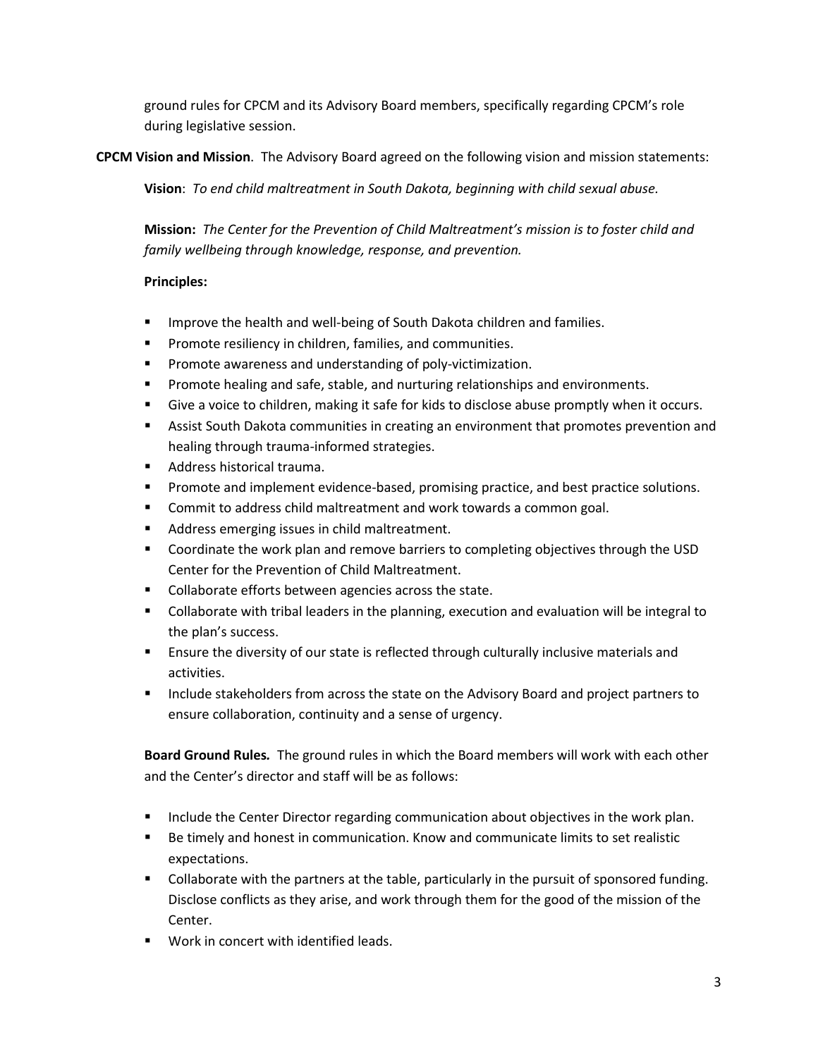ground rules for CPCM and its Advisory Board members, specifically regarding CPCM's role during legislative session.

**CPCM Vision and Mission**. The Advisory Board agreed on the following vision and mission statements:

**Vision**: *To end child maltreatment in South Dakota, beginning with child sexual abuse.*

**Mission:** *The Center for the Prevention of Child Maltreatment's mission is to foster child and family wellbeing through knowledge, response, and prevention.*

**Principles:**

- Improve the health and well-being of South Dakota children and families.
- Promote resiliency in children, families, and communities.
- Promote awareness and understanding of poly-victimization.
- Promote healing and safe, stable, and nurturing relationships and environments.
- Give a voice to children, making it safe for kids to disclose abuse promptly when it occurs.
- Assist South Dakota communities in creating an environment that promotes prevention and healing through trauma-informed strategies.
- Address historical trauma.
- Promote and implement evidence-based, promising practice, and best practice solutions.
- Commit to address child maltreatment and work towards a common goal.
- Address emerging issues in child maltreatment.
- Coordinate the work plan and remove barriers to completing objectives through the USD Center for the Prevention of Child Maltreatment.
- Collaborate efforts between agencies across the state.
- Collaborate with tribal leaders in the planning, execution and evaluation will be integral to the plan's success.
- Ensure the diversity of our state is reflected through culturally inclusive materials and activities.
- Include stakeholders from across the state on the Advisory Board and project partners to ensure collaboration, continuity and a sense of urgency.

**Board Ground Rules.** The ground rules in which the Board members will work with each other and the Center's director and staff will be as follows:

- Include the Center Director regarding communication about objectives in the work plan.
- Be timely and honest in communication. Know and communicate limits to set realistic expectations.
- Collaborate with the partners at the table, particularly in the pursuit of sponsored funding. Disclose conflicts as they arise, and work through them for the good of the mission of the Center.
- Work in concert with identified leads.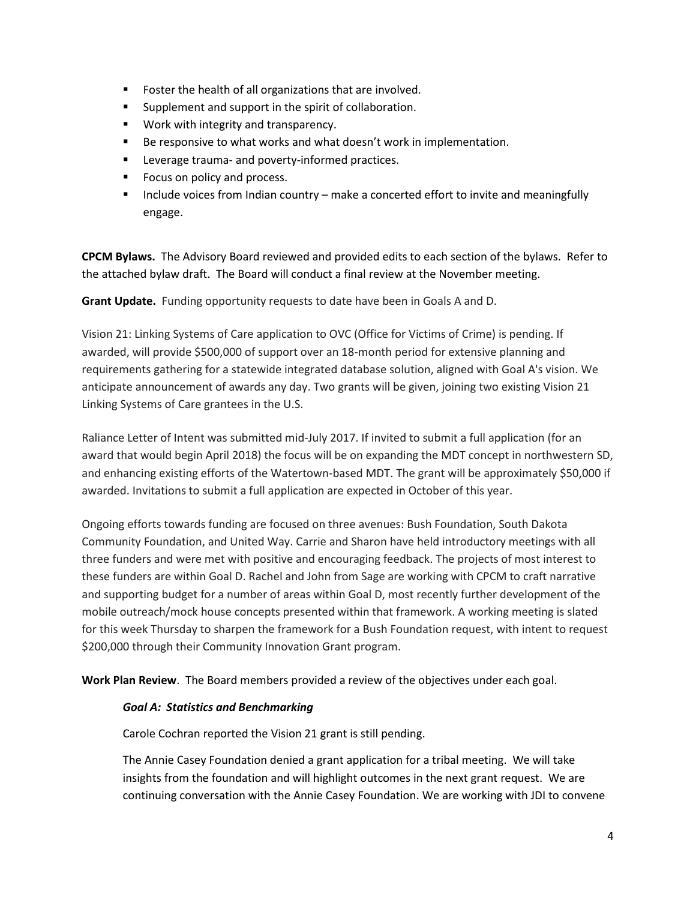- Foster the health of all organizations that are involved.
- Supplement and support in the spirit of collaboration.
- Work with integrity and transparency.
- Be responsive to what works and what doesn't work in implementation.
- Leverage trauma- and poverty-informed practices.
- Focus on policy and process.
- Include voices from Indian country – make a concerted effort to invite and meaningfully engage.

**CPCM Bylaws.** The Advisory Board reviewed and provided edits to each section of the bylaws. Refer to the attached bylaw draft. The Board will conduct a final review at the November meeting.

**Grant Update.** Funding opportunity requests to date have been in Goals A and D.

Vision 21: Linking Systems of Care application to OVC (Office for Victims of Crime) is pending. If awarded, will provide $500,000 of support over an 18-month period for extensive planning and requirements gathering for a statewide integrated database solution, aligned with Goal A's vision. We anticipate announcement of awards any day. Two grants will be given, joining two existing Vision 21 Linking Systems of Care grantees in the U.S.

Raliance Letter of Intent was submitted mid-July 2017. If invited to submit a full application (for an award that would begin April 2018) the focus will be on expanding the MDT concept in northwestern SD, and enhancing existing efforts of the Watertown-based MDT. The grant will be approximately $50,000 if awarded. Invitations to submit a full application are expected in October of this year.

Ongoing efforts towards funding are focused on three avenues: Bush Foundation, South Dakota Community Foundation, and United Way. Carrie and Sharon have held introductory meetings with all three funders and were met with positive and encouraging feedback. The projects of most interest to these funders are within Goal D. Rachel and John from Sage are working with CPCM to craft narrative and supporting budget for a number of areas within Goal D, most recently further development of the mobile outreach/mock house concepts presented within that framework. A working meeting is slated for this week Thursday to sharpen the framework for a Bush Foundation request, with intent to request $200,000 through their Community Innovation Grant program.

**Work Plan Review**. The Board members provided a review of the objectives under each goal.

***Goal A: Statistics and Benchmarking***

Carole Cochran reported the Vision 21 grant is still pending.

The Annie Casey Foundation denied a grant application for a tribal meeting. We will take insights from the foundation and will highlight outcomes in the next grant request. We are continuing conversation with the Annie Casey Foundation. We are working with JDI to convene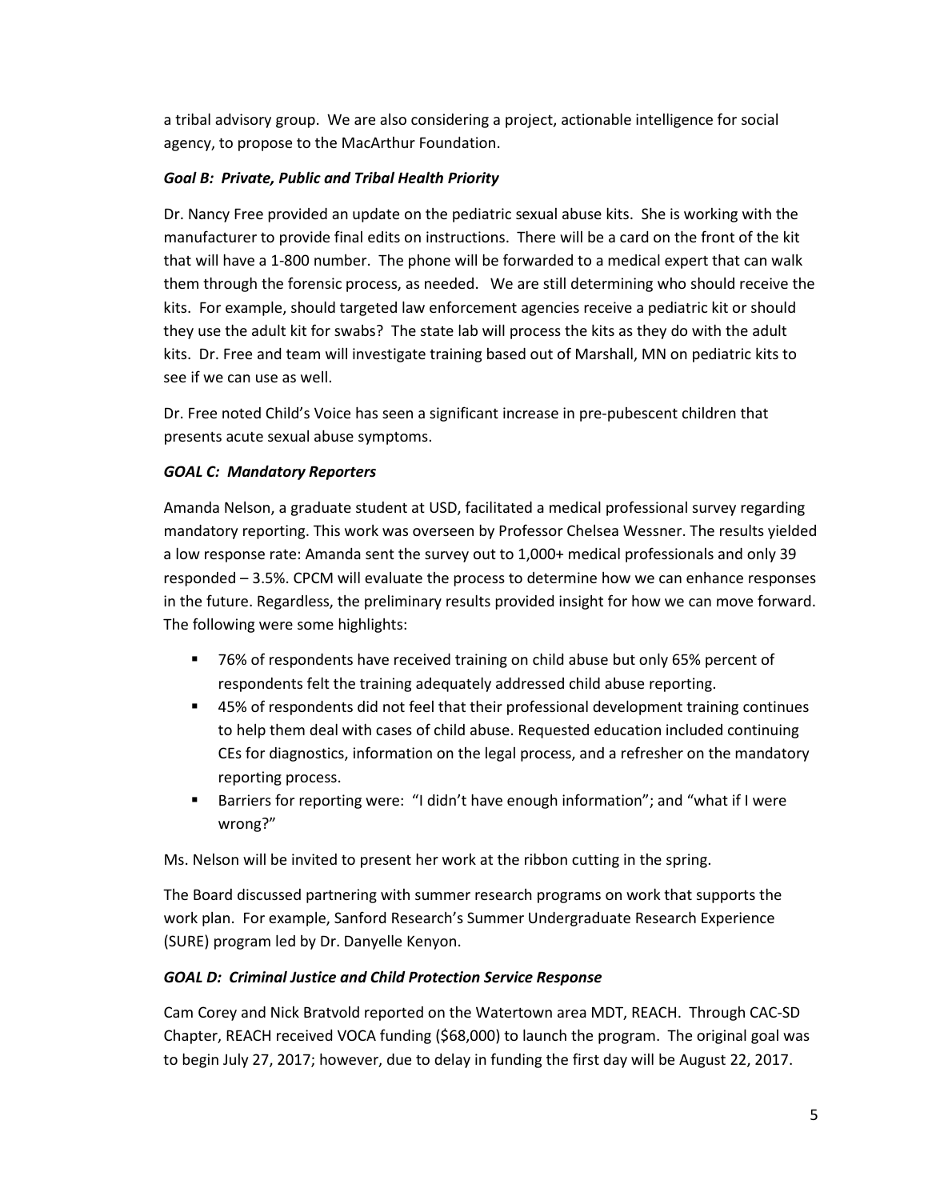a tribal advisory group. We are also considering a project, actionable intelligence for social agency, to propose to the MacArthur Foundation.

***Goal B: Private, Public and Tribal Health Priority***

Dr. Nancy Free provided an update on the pediatric sexual abuse kits. She is working with the manufacturer to provide final edits on instructions. There will be a card on the front of the kit that will have a 1-800 number. The phone will be forwarded to a medical expert that can walk them through the forensic process, as needed. We are still determining who should receive the kits. For example, should targeted law enforcement agencies receive a pediatric kit or should they use the adult kit for swabs? The state lab will process the kits as they do with the adult kits. Dr. Free and team will investigate training based out of Marshall, MN on pediatric kits to see if we can use as well.

Dr. Free noted Child's Voice has seen a significant increase in pre-pubescent children that presents acute sexual abuse symptoms.

***GOAL C: Mandatory Reporters***

Amanda Nelson, a graduate student at USD, facilitated a medical professional survey regarding mandatory reporting. This work was overseen by Professor Chelsea Wessner. The results yielded a low response rate: Amanda sent the survey out to 1,000+ medical professionals and only 39 responded – 3.5%. CPCM will evaluate the process to determine how we can enhance responses in the future. Regardless, the preliminary results provided insight for how we can move forward. The following were some highlights:

- 76% of respondents have received training on child abuse but only 65% percent of respondents felt the training adequately addressed child abuse reporting.
- 45% of respondents did not feel that their professional development training continues to help them deal with cases of child abuse. Requested education included continuing CEs for diagnostics, information on the legal process, and a refresher on the mandatory reporting process.
- Barriers for reporting were: "I didn't have enough information"; and "what if I were wrong?"

Ms. Nelson will be invited to present her work at the ribbon cutting in the spring.

The Board discussed partnering with summer research programs on work that supports the work plan. For example, Sanford Research's Summer Undergraduate Research Experience (SURE) program led by Dr. Danyelle Kenyon.

***GOAL D: Criminal Justice and Child Protection Service Response***

Cam Corey and Nick Bratvold reported on the Watertown area MDT, REACH. Through CAC-SD Chapter, REACH received VOCA funding ($68,000) to launch the program. The original goal was to begin July 27, 2017; however, due to delay in funding the first day will be August 22, 2017.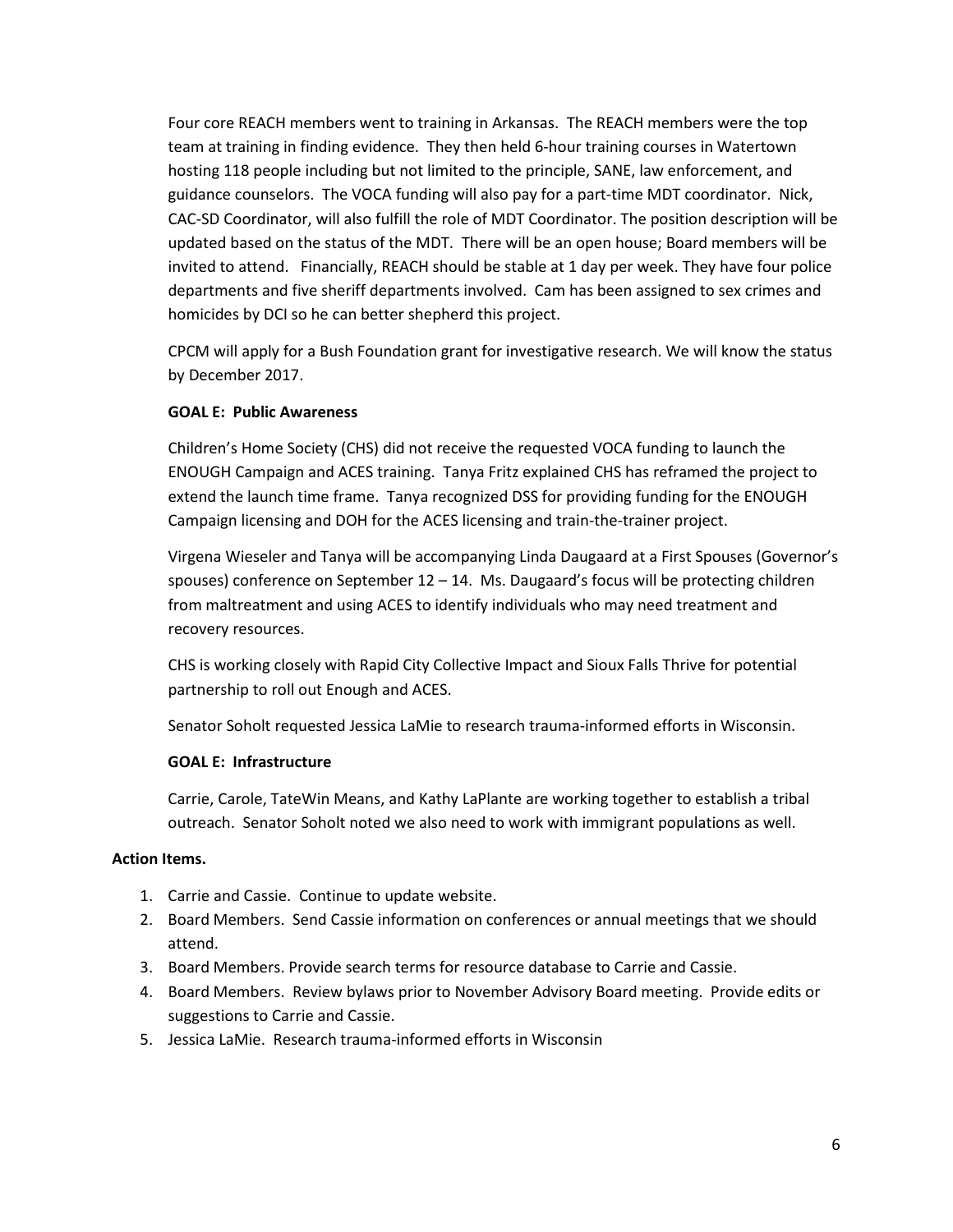Four core REACH members went to training in Arkansas. The REACH members were the top team at training in finding evidence. They then held 6-hour training courses in Watertown hosting 118 people including but not limited to the principle, SANE, law enforcement, and guidance counselors. The VOCA funding will also pay for a part-time MDT coordinator. Nick, CAC-SD Coordinator, will also fulfill the role of MDT Coordinator. The position description will be updated based on the status of the MDT. There will be an open house; Board members will be invited to attend. Financially, REACH should be stable at 1 day per week. They have four police departments and five sheriff departments involved. Cam has been assigned to sex crimes and homicides by DCI so he can better shepherd this project.

CPCM will apply for a Bush Foundation grant for investigative research. We will know the status by December 2017.

**GOAL E: Public Awareness**

Children's Home Society (CHS) did not receive the requested VOCA funding to launch the ENOUGH Campaign and ACES training. Tanya Fritz explained CHS has reframed the project to extend the launch time frame. Tanya recognized DSS for providing funding for the ENOUGH Campaign licensing and DOH for the ACES licensing and train-the-trainer project.

Virgena Wieseler and Tanya will be accompanying Linda Daugaard at a First Spouses (Governor's spouses) conference on September 12 – 14. Ms. Daugaard's focus will be protecting children from maltreatment and using ACES to identify individuals who may need treatment and recovery resources.

CHS is working closely with Rapid City Collective Impact and Sioux Falls Thrive for potential partnership to roll out Enough and ACES.

Senator Soholt requested Jessica LaMie to research trauma-informed efforts in Wisconsin.

**GOAL E: Infrastructure**

Carrie, Carole, TateWin Means, and Kathy LaPlante are working together to establish a tribal outreach. Senator Soholt noted we also need to work with immigrant populations as well.

**Action Items.**

1. Carrie and Cassie. Continue to update website.
2. Board Members. Send Cassie information on conferences or annual meetings that we should attend.
3. Board Members. Provide search terms for resource database to Carrie and Cassie.
4. Board Members. Review bylaws prior to November Advisory Board meeting. Provide edits or suggestions to Carrie and Cassie.
5. Jessica LaMie. Research trauma-informed efforts in Wisconsin